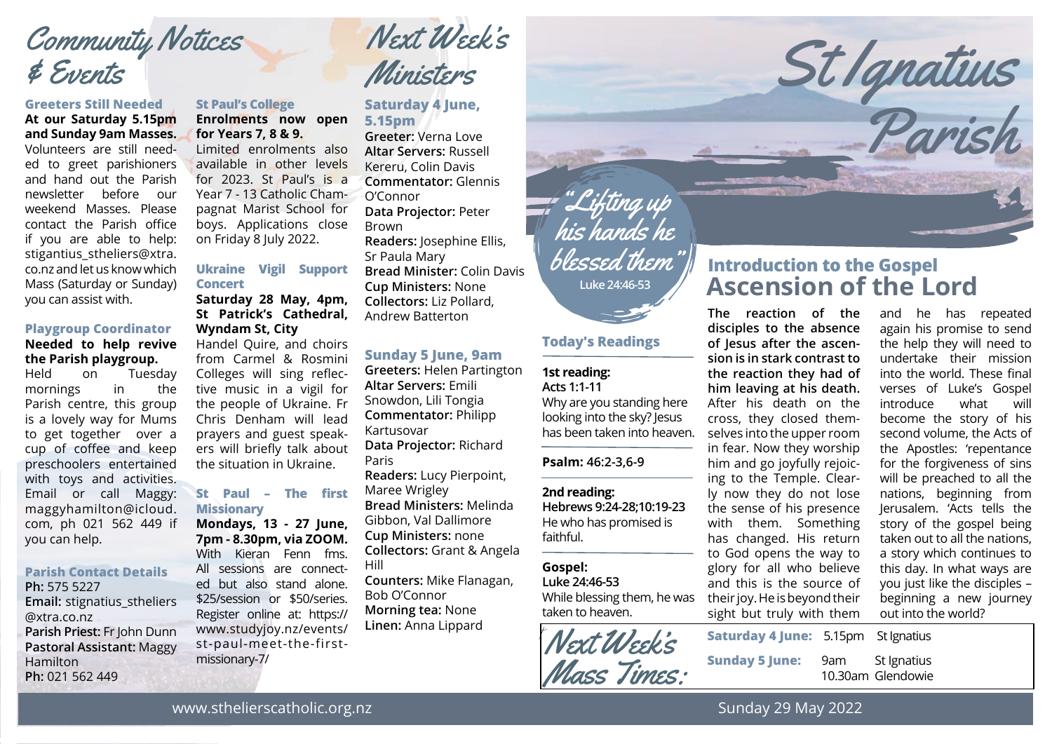# St Ignatius Parish

## Community Notices & Events

### Greeters Still Needed

**At our Saturday 5.15pm and Sunday 9am Masses.** Volunteers are still needed to greet parishioners and hand out the Parish newsletter before our weekend Masses. Please contact the Parish office if you are able to help: stigantius_stheliers@xtra.co.nz and let us know which Mass (Saturday or Sunday) you can assist with.

### Playgroup Coordinator

**Needed to help revive the Parish playgroup.** Held on Tuesday mornings in the Parish centre, this group is a lovely way for Mums to get together over a cup of coffee and keep preschoolers entertained with toys and activities. Email or call Maggy: maggyhamilton@icloud.com, ph 021 562 449 if you can help.

### Parish Contact Details

**Ph:** 575 5227
**Email:** stignatius_stheliers@xtra.co.nz
**Parish Priest:** Fr John Dunn
**Pastoral Assistant:** Maggy Hamilton
**Ph:** 021 562 449

### St Paul's College

**Enrolments now open for Years 7, 8 & 9.** Limited enrolments also available in other levels for 2023. St Paul's is a Year 7 - 13 Catholic Champagnat Marist School for boys. Applications close on Friday 8 July 2022.

### Ukraine Vigil Support Concert

**Saturday 28 May, 4pm, St Patrick's Cathedral, Wyndam St, City**

Handel Quire, and choirs from Carmel & Rosmini Colleges will sing reflective music in a vigil for the people of Ukraine. Fr Chris Denham will lead prayers and guest speakers will briefly talk about the situation in Ukraine.

### St Paul – The first Missionary

**Mondays, 13 - 27 June, 7pm - 8.30pm, via ZOOM.** With Kieran Fenn fms. All sessions are connected but also stand alone. $25/session or $50/series. Register online at: https://www.studyjoy.nz/events/st-paul-meet-the-first-missionary-7/

## Next Week's Ministers

### Saturday 4 June, 5.15pm

**Greeter:** Verna Love
**Altar Servers:** Russell Kereru, Colin Davis
**Commentator:** Glennis O'Connor
**Data Projector:** Peter Brown
**Readers:** Josephine Ellis, Sr Paula Mary
**Bread Minister:** Colin Davis
**Cup Ministers:** None
**Collectors:** Liz Pollard, Andrew Batterton

### Sunday 5 June, 9am

**Greeters:** Helen Partington
**Altar Servers:** Emili Snowdon, Lili Tongia
**Commentator:** Philipp Kartusovar
**Data Projector:** Richard Paris
**Readers:** Lucy Pierpoint, Maree Wrigley
**Bread Ministers:** Melinda Gibbon, Val Dallimore
**Cup Ministers:** none
**Collectors:** Grant & Angela Hill
**Counters:** Mike Flanagan, Bob O'Connor
**Morning tea:** None
**Linen:** Anna Lippard

*"Lifting up his hands he blessed them"*
Luke 24:46-53

### Today's Readings

**1st reading:**
**Acts 1:1-11**
Why are you standing here looking into the sky? Jesus has been taken into heaven.

**Psalm: 46:2-3,6-9**

**2nd reading:**
**Hebrews 9:24-28;10:19-23**
He who has promised is faithful.

**Gospel:**
**Luke 24:46-53**
While blessing them, he was taken to heaven.

## Introduction to the Gospel
## Ascension of the Lord

**The reaction of the disciples to the absence of Jesus after the ascension is in stark contrast to the reaction they had of him leaving at his death.** After his death on the cross, they closed themselves into the upper room in fear. Now they worship him and go joyfully rejoicing to the Temple. Clearly now they do not lose the sense of his presence with them. Something has changed. His return to God opens the way to glory for all who believe and this is the source of their joy. He is beyond their sight but truly with them and he has repeated again his promise to send the help they will need to undertake their mission into the world. These final verses of Luke's Gospel introduce what will become the story of his second volume, the Acts of the Apostles: 'repentance for the forgiveness of sins will be preached to all the nations, beginning from Jerusalem. 'Acts tells the story of the gospel being taken out to all the nations, a story which continues to this day. In what ways are you just like the disciples – beginning a new journey out into the world?

### Next Week's Mass Times:

| | | |
|---|---|---|
| **Saturday 4 June:** | 5.15pm | St Ignatius |
| **Sunday 5 June:** | 9am | St Ignatius |
| | 10.30am | Glendowie |

www.sthelierscatholic.org.nz

Sunday 29 May 2022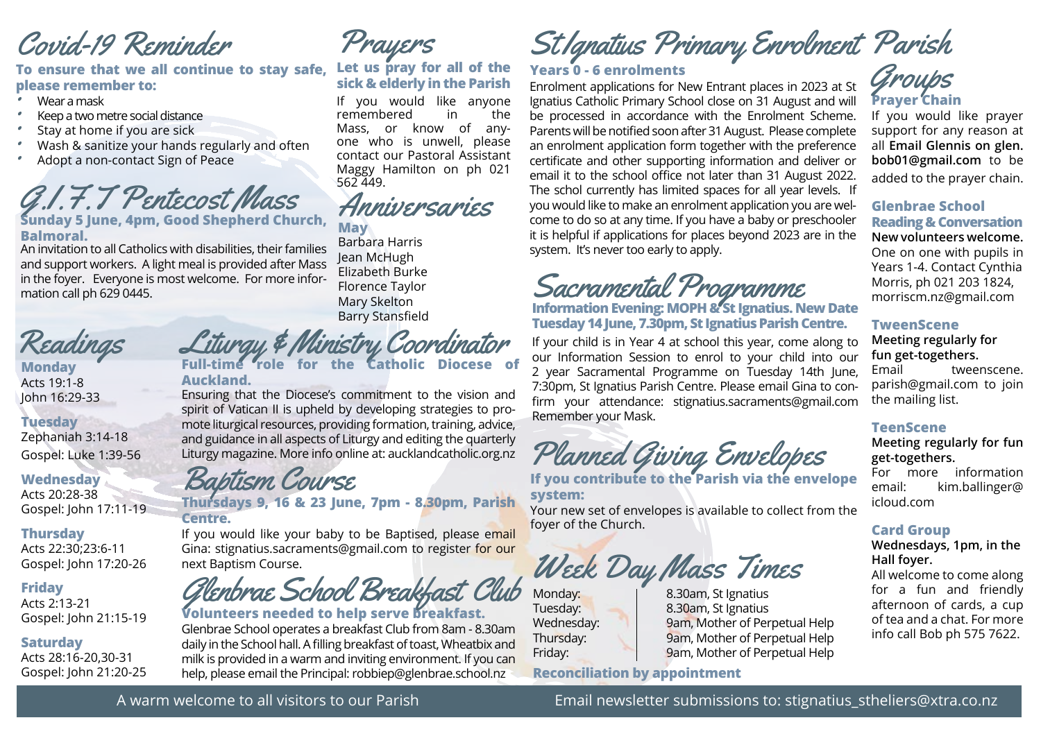# Covid-19 Reminder

**To ensure that we all continue to stay safe, please remember to:**

- Wear a mask
- Keep a two metre social distance
- Stay at home if you are sick
- Wash & sanitize your hands regularly and often
- Adopt a non-contact Sign of Peace

# G.I.F.T Pentecost Mass

**Sunday 5 June, 4pm, Good Shepherd Church, Balmoral.**

An invitation to all Catholics with disabilities, their families and support workers. A light meal is provided after Mass in the foyer. Everyone is most welcome. For more information call ph 629 0445.

# Readings

**Monday**
Acts 19:1-8
John 16:29-33

**Tuesday**
Zephaniah 3:14-18
Gospel: Luke 1:39-56

**Wednesday**
Acts 20:28-38
Gospel: John 17:11-19

**Thursday**
Acts 22:30;23:6-11
Gospel: John 17:20-26

**Friday**
Acts 2:13-21
Gospel: John 21:15-19

**Saturday**
Acts 28:16-20,30-31
Gospel: John 21:20-25

# Prayers

**Let us pray for all of the sick & elderly in the Parish**

If you would like anyone remembered in the Mass, or know of anyone who is unwell, please contact our Pastoral Assistant Maggy Hamilton on ph 021 562 449.

# Anniversaries

**May**
Barbara Harris
Jean McHugh
Elizabeth Burke
Florence Taylor
Mary Skelton
Barry Stansfield

# Liturgy & Ministry Coordinator

**Full-time role for the Catholic Diocese of Auckland.**

Ensuring that the Diocese's commitment to the vision and spirit of Vatican II is upheld by developing strategies to promote liturgical resources, providing formation, training, advice, and guidance in all aspects of Liturgy and editing the quarterly Liturgy magazine. More info online at: aucklandcatholic.org.nz

# Baptism Course

**Thursdays 9, 16 & 23 June, 7pm - 8.30pm, Parish Centre.**

If you would like your baby to be Baptised, please email Gina: stignatius.sacraments@gmail.com to register for our next Baptism Course.

# Glenbrae School Breakfast Club

**Volunteers needed to help serve breakfast.**

Glenbrae School operates a breakfast Club from 8am - 8.30am daily in the School hall. A filling breakfast of toast, Wheatbix and milk is provided in a warm and inviting environment. If you can help, please email the Principal: robbiep@glenbrae.school.nz

# St Ignatius Primary Enrolment

**Years 0 - 6 enrolments**

Enrolment applications for New Entrant places in 2023 at St Ignatius Catholic Primary School close on 31 August and will be processed in accordance with the Enrolment Scheme. Parents will be notified soon after 31 August. Please complete an enrolment application form together with the preference certificate and other supporting information and deliver or email it to the school office not later than 31 August 2022. The schol currently has limited spaces for all year levels. If you would like to make an enrolment application you are welcome to do so at any time. If you have a baby or preschooler it is helpful if applications for places beyond 2023 are in the system. It's never too early to apply.

# Sacramental Programme

**Information Evening: MOPH & St Ignatius. New Date Tuesday 14 June, 7.30pm, St Ignatius Parish Centre.**

If your child is in Year 4 at school this year, come along to our Information Session to enrol to your child into our 2 year Sacramental Programme on Tuesday 14th June, 7:30pm, St Ignatius Parish Centre. Please email Gina to confirm your attendance: stignatius.sacraments@gmail.com Remember your Mask.

# Planned Giving Envelopes

**If you contribute to the Parish via the envelope system:**

Your new set of envelopes is available to collect from the foyer of the Church.

# Week Day Mass Times

| | |
|---|---|
| Monday: | 8.30am, St Ignatius |
| Tuesday: | 8.30am, St Ignatius |
| Wednesday: | 9am, Mother of Perpetual Help |
| Thursday: | 9am, Mother of Perpetual Help |
| Friday: | 9am, Mother of Perpetual Help |

**Reconciliation by appointment**

# Parish Groups

**Prayer Chain**

If you would like prayer support for any reason at all **Email Glennis on glen.bob01@gmail.com** to be added to the prayer chain.

**Glenbrae School Reading & Conversation**

**New volunteers welcome.**
One on one with pupils in Years 1-4. Contact Cynthia Morris, ph 021 203 1824, morriscm.nz@gmail.com

**TweenScene**

**Meeting regularly for fun get-togethers.**
Email tweenscene.parish@gmail.com to join the mailing list.

**TeenScene**

**Meeting regularly for fun get-togethers.**
For more information email: kim.ballinger@icloud.com

**Card Group**

**Wednesdays, 1pm, in the Hall foyer.**
All welcome to come along for a fun and friendly afternoon of cards, a cup of tea and a chat. For more info call Bob ph 575 7622.

A warm welcome to all visitors to our Parish

Email newsletter submissions to: stignatius_stheliers@xtra.co.nz